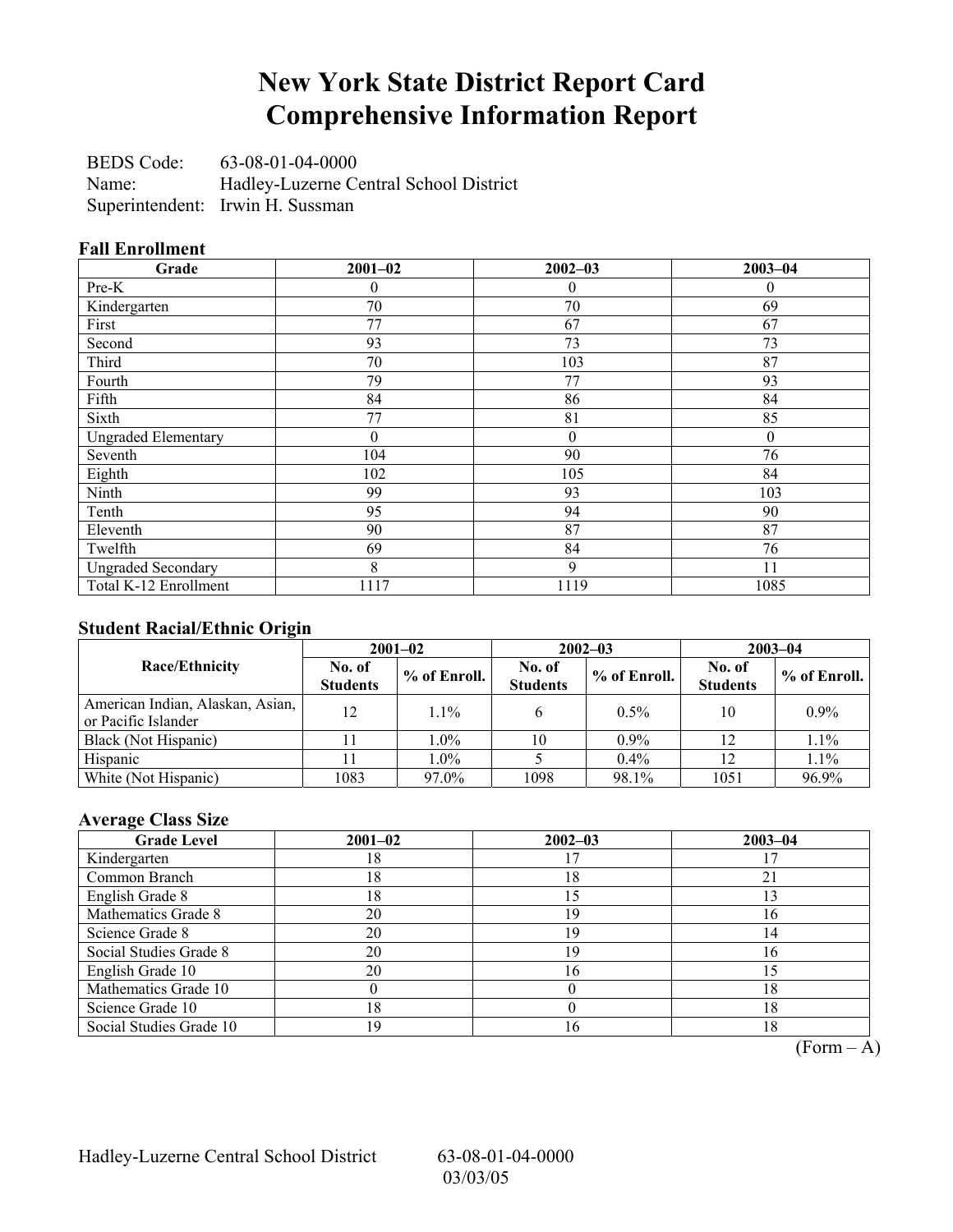# New York State District Report Card
# Comprehensive Information Report

BEDS Code: 63-08-01-04-0000
Name: Hadley-Luzerne Central School District
Superintendent: Irwin H. Sussman

### Fall Enrollment

| Grade | 2001–02 | 2002–03 | 2003–04 |
|---|---|---|---|
| Pre-K | 0 | 0 | 0 |
| Kindergarten | 70 | 70 | 69 |
| First | 77 | 67 | 67 |
| Second | 93 | 73 | 73 |
| Third | 70 | 103 | 87 |
| Fourth | 79 | 77 | 93 |
| Fifth | 84 | 86 | 84 |
| Sixth | 77 | 81 | 85 |
| Ungraded Elementary | 0 | 0 | 0 |
| Seventh | 104 | 90 | 76 |
| Eighth | 102 | 105 | 84 |
| Ninth | 99 | 93 | 103 |
| Tenth | 95 | 94 | 90 |
| Eleventh | 90 | 87 | 87 |
| Twelfth | 69 | 84 | 76 |
| Ungraded Secondary | 8 | 9 | 11 |
| Total K-12 Enrollment | 1117 | 1119 | 1085 |

### Student Racial/Ethnic Origin

| Race/Ethnicity | 2001–02 | | 2002–03 | | 2003–04 | |
|---|---|---|---|---|---|---|
| | No. of Students | % of Enroll. | No. of Students | % of Enroll. | No. of Students | % of Enroll. |
| American Indian, Alaskan, Asian, or Pacific Islander | 12 | 1.1% | 6 | 0.5% | 10 | 0.9% |
| Black (Not Hispanic) | 11 | 1.0% | 10 | 0.9% | 12 | 1.1% |
| Hispanic | 11 | 1.0% | 5 | 0.4% | 12 | 1.1% |
| White (Not Hispanic) | 1083 | 97.0% | 1098 | 98.1% | 1051 | 96.9% |

### Average Class Size

| Grade Level | 2001–02 | 2002–03 | 2003–04 |
|---|---|---|---|
| Kindergarten | 18 | 17 | 17 |
| Common Branch | 18 | 18 | 21 |
| English Grade 8 | 18 | 15 | 13 |
| Mathematics Grade 8 | 20 | 19 | 16 |
| Science Grade 8 | 20 | 19 | 14 |
| Social Studies Grade 8 | 20 | 19 | 16 |
| English Grade 10 | 20 | 16 | 15 |
| Mathematics Grade 10 | 0 | 0 | 18 |
| Science Grade 10 | 18 | 0 | 18 |
| Social Studies Grade 10 | 19 | 16 | 18 |

(Form – A)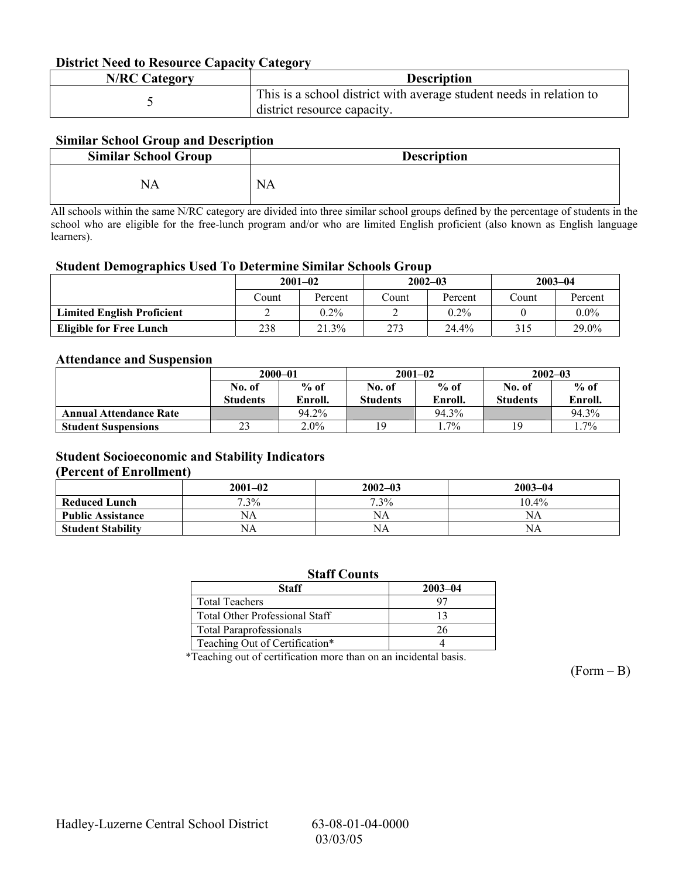### District Need to Resource Capacity Category

| N/RC Category | Description |
| --- | --- |
| 5 | This is a school district with average student needs in relation to district resource capacity. |

### Similar School Group and Description

| Similar School Group | Description |
| --- | --- |
| NA | NA |

All schools within the same N/RC category are divided into three similar school groups defined by the percentage of students in the school who are eligible for the free-lunch program and/or who are limited English proficient (also known as English language learners).

### Student Demographics Used To Determine Similar Schools Group

| | 2001–02 | | 2002–03 | | 2003–04 | |
| --- | --- | --- | --- | --- | --- | --- |
| | Count | Percent | Count | Percent | Count | Percent |
| **Limited English Proficient** | 2 | 0.2% | 2 | 0.2% | 0 | 0.0% |
| **Eligible for Free Lunch** | 238 | 21.3% | 273 | 24.4% | 315 | 29.0% |

### Attendance and Suspension

| | 2000–01 | | 2001–02 | | 2002–03 | |
| --- | --- | --- | --- | --- | --- | --- |
| | No. of Students | % of Enroll. | No. of Students | % of Enroll. | No. of Students | % of Enroll. |
| **Annual Attendance Rate** | | 94.2% | | 94.3% | | 94.3% |
| **Student Suspensions** | 23 | 2.0% | 19 | 1.7% | 19 | 1.7% |

### Student Socioeconomic and Stability Indicators (Percent of Enrollment)

| | 2001–02 | 2002–03 | 2003–04 |
| --- | --- | --- | --- |
| **Reduced Lunch** | 7.3% | 7.3% | 10.4% |
| **Public Assistance** | NA | NA | NA |
| **Student Stability** | NA | NA | NA |

### Staff Counts

| Staff | 2003–04 |
| --- | --- |
| Total Teachers | 97 |
| Total Other Professional Staff | 13 |
| Total Paraprofessionals | 26 |
| Teaching Out of Certification* | 4 |

*Teaching out of certification more than on an incidental basis.

(Form – B)

Hadley-Luzerne Central School District 63-08-01-04-0000 03/03/05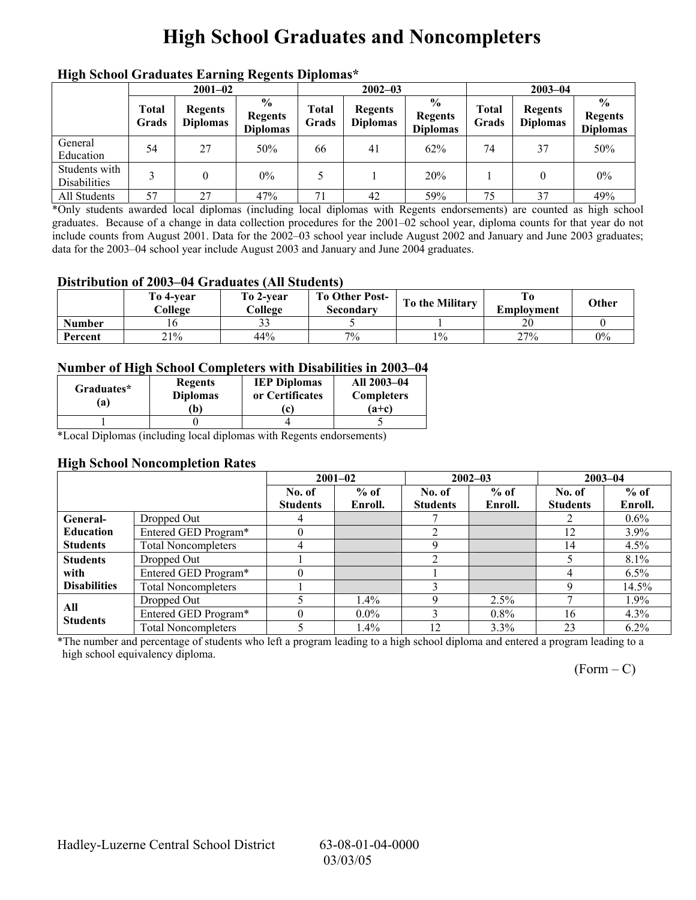# High School Graduates and Noncompleters

### High School Graduates Earning Regents Diplomas*

| | 2001–02 | | | 2002–03 | | | 2003–04 | | |
|---|---|---|---|---|---|---|---|---|---|
| | Total Grads | Regents Diplomas | % Regents Diplomas | Total Grads | Regents Diplomas | % Regents Diplomas | Total Grads | Regents Diplomas | % Regents Diplomas |
| General Education | 54 | 27 | 50% | 66 | 41 | 62% | 74 | 37 | 50% |
| Students with Disabilities | 3 | 0 | 0% | 5 | 1 | 20% | 1 | 0 | 0% |
| All Students | 57 | 27 | 47% | 71 | 42 | 59% | 75 | 37 | 49% |

*Only students awarded local diplomas (including local diplomas with Regents endorsements) are counted as high school graduates. Because of a change in data collection procedures for the 2001–02 school year, diploma counts for that year do not include counts from August 2001. Data for the 2002–03 school year include August 2002 and January and June 2003 graduates; data for the 2003–04 school year include August 2003 and January and June 2004 graduates.

### Distribution of 2003–04 Graduates (All Students)

| | To 4-year College | To 2-year College | To Other Post-Secondary | To the Military | To Employment | Other |
|---|---|---|---|---|---|---|
| Number | 16 | 33 | 5 | 1 | 20 | 0 |
| Percent | 21% | 44% | 7% | 1% | 27% | 0% |

### Number of High School Completers with Disabilities in 2003–04

| Graduates* (a) | Regents Diplomas (b) | IEP Diplomas or Certificates (c) | All 2003–04 Completers (a+c) |
|---|---|---|---|
| 1 | 0 | 4 | 5 |

*Local Diplomas (including local diplomas with Regents endorsements)

### High School Noncompletion Rates

| | | 2001–02 | | 2002–03 | | 2003–04 | |
|---|---|---|---|---|---|---|---|
| | | No. of Students | % of Enroll. | No. of Students | % of Enroll. | No. of Students | % of Enroll. |
| General-Education Students | Dropped Out | 4 | | 7 | | 2 | 0.6% |
| | Entered GED Program* | 0 | | 2 | | 12 | 3.9% |
| | Total Noncompleters | 4 | | 9 | | 14 | 4.5% |
| Students with Disabilities | Dropped Out | 1 | | 2 | | 5 | 8.1% |
| | Entered GED Program* | 0 | | 1 | | 4 | 6.5% |
| | Total Noncompleters | 1 | | 3 | | 9 | 14.5% |
| All Students | Dropped Out | 5 | 1.4% | 9 | 2.5% | 7 | 1.9% |
| | Entered GED Program* | 0 | 0.0% | 3 | 0.8% | 16 | 4.3% |
| | Total Noncompleters | 5 | 1.4% | 12 | 3.3% | 23 | 6.2% |

*The number and percentage of students who left a program leading to a high school diploma and entered a program leading to a high school equivalency diploma.

(Form – C)

Hadley-Luzerne Central School District 63-08-01-04-0000
03/03/05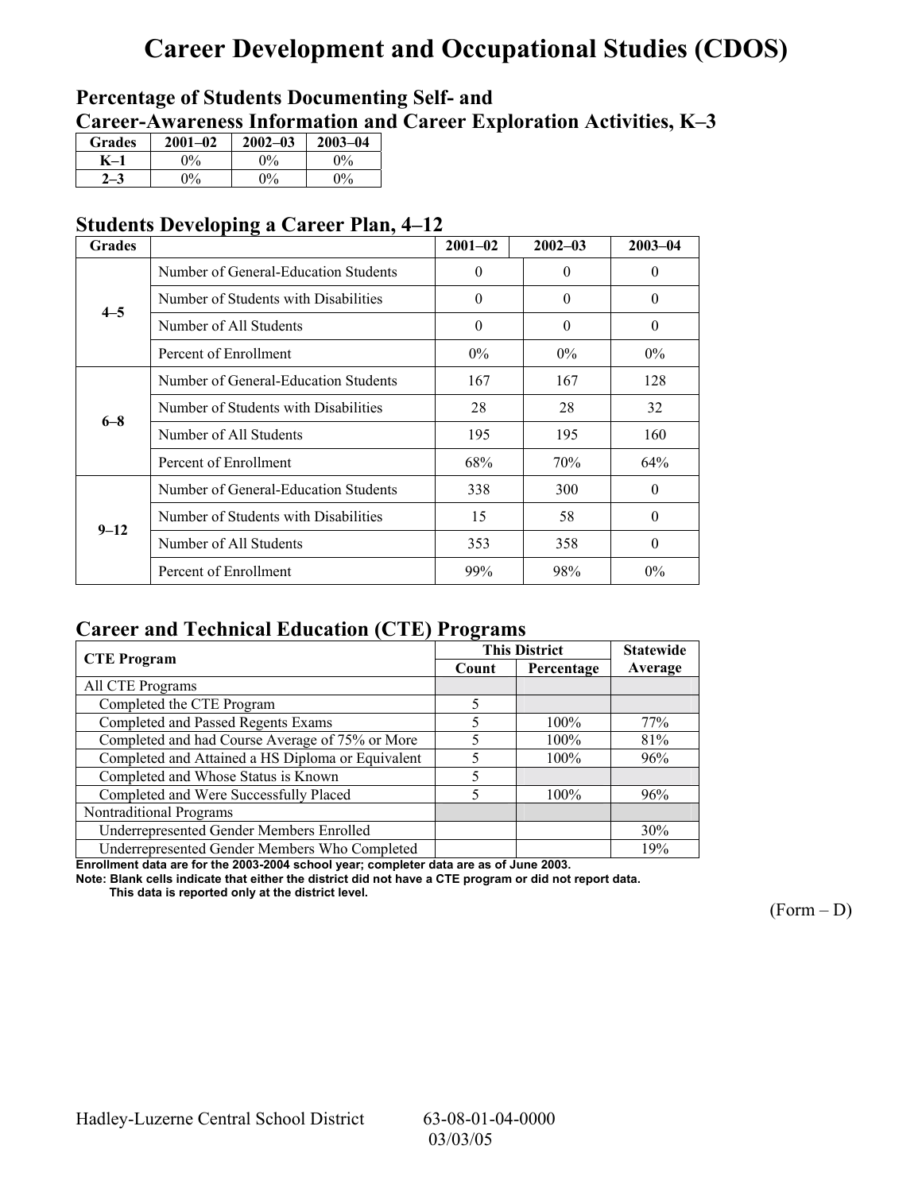# Career Development and Occupational Studies (CDOS)

## Percentage of Students Documenting Self- and Career-Awareness Information and Career Exploration Activities, K–3

| Grades | 2001–02 | 2002–03 | 2003–04 |
|---|---|---|---|
| K–1 | 0% | 0% | 0% |
| 2–3 | 0% | 0% | 0% |

## Students Developing a Career Plan, 4–12

| Grades | | 2001–02 | 2002–03 | 2003–04 |
|---|---|---|---|---|
| 4–5 | Number of General-Education Students | 0 | 0 | 0 |
| | Number of Students with Disabilities | 0 | 0 | 0 |
| | Number of All Students | 0 | 0 | 0 |
| | Percent of Enrollment | 0% | 0% | 0% |
| 6–8 | Number of General-Education Students | 167 | 167 | 128 |
| | Number of Students with Disabilities | 28 | 28 | 32 |
| | Number of All Students | 195 | 195 | 160 |
| | Percent of Enrollment | 68% | 70% | 64% |
| 9–12 | Number of General-Education Students | 338 | 300 | 0 |
| | Number of Students with Disabilities | 15 | 58 | 0 |
| | Number of All Students | 353 | 358 | 0 |
| | Percent of Enrollment | 99% | 98% | 0% |

## Career and Technical Education (CTE) Programs

| CTE Program | This District | | Statewide |
|---|---|---|---|
| | Count | Percentage | Average |
| All CTE Programs | | | |
| Completed the CTE Program | 5 | | |
| Completed and Passed Regents Exams | 5 | 100% | 77% |
| Completed and had Course Average of 75% or More | 5 | 100% | 81% |
| Completed and Attained a HS Diploma or Equivalent | 5 | 100% | 96% |
| Completed and Whose Status is Known | 5 | | |
| Completed and Were Successfully Placed | 5 | 100% | 96% |
| Nontraditional Programs | | | |
| Underrepresented Gender Members Enrolled | | | 30% |
| Underrepresented Gender Members Who Completed | | | 19% |

**Enrollment data are for the 2003-2004 school year; completer data are as of June 2003.**

**Note: Blank cells indicate that either the district did not have a CTE program or did not report data. This data is reported only at the district level.**

(Form – D)

Hadley-Luzerne Central School District 63-08-01-04-0000
03/03/05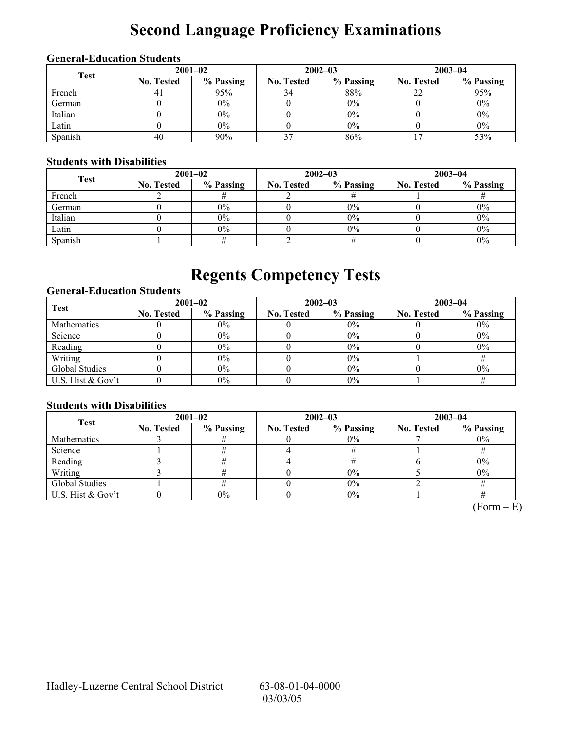# Second Language Proficiency Examinations

### General-Education Students

| Test | 2001–02 | | 2002–03 | | 2003–04 | |
|---|---|---|---|---|---|---|
| | No. Tested | % Passing | No. Tested | % Passing | No. Tested | % Passing |
| French | 41 | 95% | 34 | 88% | 22 | 95% |
| German | 0 | 0% | 0 | 0% | 0 | 0% |
| Italian | 0 | 0% | 0 | 0% | 0 | 0% |
| Latin | 0 | 0% | 0 | 0% | 0 | 0% |
| Spanish | 40 | 90% | 37 | 86% | 17 | 53% |

### Students with Disabilities

| Test | 2001–02 | | 2002–03 | | 2003–04 | |
|---|---|---|---|---|---|---|
| | No. Tested | % Passing | No. Tested | % Passing | No. Tested | % Passing |
| French | 2 | # | 2 | # | 1 | # |
| German | 0 | 0% | 0 | 0% | 0 | 0% |
| Italian | 0 | 0% | 0 | 0% | 0 | 0% |
| Latin | 0 | 0% | 0 | 0% | 0 | 0% |
| Spanish | 1 | # | 2 | # | 0 | 0% |

# Regents Competency Tests

### General-Education Students

| Test | 2001–02 | | 2002–03 | | 2003–04 | |
|---|---|---|---|---|---|---|
| | No. Tested | % Passing | No. Tested | % Passing | No. Tested | % Passing |
| Mathematics | 0 | 0% | 0 | 0% | 0 | 0% |
| Science | 0 | 0% | 0 | 0% | 0 | 0% |
| Reading | 0 | 0% | 0 | 0% | 0 | 0% |
| Writing | 0 | 0% | 0 | 0% | 1 | # |
| Global Studies | 0 | 0% | 0 | 0% | 0 | 0% |
| U.S. Hist & Gov't | 0 | 0% | 0 | 0% | 1 | # |

### Students with Disabilities

| Test | 2001–02 | | 2002–03 | | 2003–04 | |
|---|---|---|---|---|---|---|
| | No. Tested | % Passing | No. Tested | % Passing | No. Tested | % Passing |
| Mathematics | 3 | # | 0 | 0% | 7 | 0% |
| Science | 1 | # | 4 | # | 1 | # |
| Reading | 3 | # | 4 | # | 6 | 0% |
| Writing | 3 | # | 0 | 0% | 5 | 0% |
| Global Studies | 1 | # | 0 | 0% | 2 | # |
| U.S. Hist & Gov't | 0 | 0% | 0 | 0% | 1 | # |

(Form – E)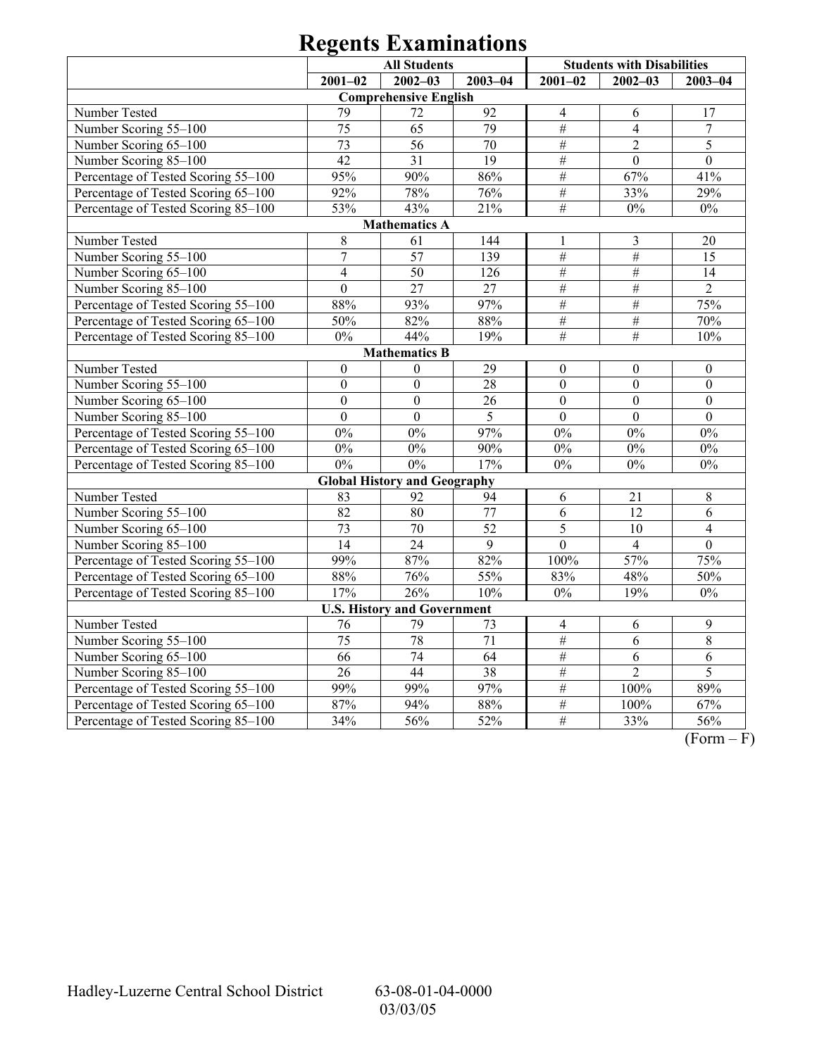# Regents Examinations

| | All Students | | | Students with Disabilities | | |
|---|---|---|---|---|---|---|
| | 2001–02 | 2002–03 | 2003–04 | 2001–02 | 2002–03 | 2003–04 |
| **Comprehensive English** | | | | | | |
| Number Tested | 79 | 72 | 92 | 4 | 6 | 17 |
| Number Scoring 55–100 | 75 | 65 | 79 | # | 4 | 7 |
| Number Scoring 65–100 | 73 | 56 | 70 | # | 2 | 5 |
| Number Scoring 85–100 | 42 | 31 | 19 | # | 0 | 0 |
| Percentage of Tested Scoring 55–100 | 95% | 90% | 86% | # | 67% | 41% |
| Percentage of Tested Scoring 65–100 | 92% | 78% | 76% | # | 33% | 29% |
| Percentage of Tested Scoring 85–100 | 53% | 43% | 21% | # | 0% | 0% |
| **Mathematics A** | | | | | | |
| Number Tested | 8 | 61 | 144 | 1 | 3 | 20 |
| Number Scoring 55–100 | 7 | 57 | 139 | # | # | 15 |
| Number Scoring 65–100 | 4 | 50 | 126 | # | # | 14 |
| Number Scoring 85–100 | 0 | 27 | 27 | # | # | 2 |
| Percentage of Tested Scoring 55–100 | 88% | 93% | 97% | # | # | 75% |
| Percentage of Tested Scoring 65–100 | 50% | 82% | 88% | # | # | 70% |
| Percentage of Tested Scoring 85–100 | 0% | 44% | 19% | # | # | 10% |
| **Mathematics B** | | | | | | |
| Number Tested | 0 | 0 | 29 | 0 | 0 | 0 |
| Number Scoring 55–100 | 0 | 0 | 28 | 0 | 0 | 0 |
| Number Scoring 65–100 | 0 | 0 | 26 | 0 | 0 | 0 |
| Number Scoring 85–100 | 0 | 0 | 5 | 0 | 0 | 0 |
| Percentage of Tested Scoring 55–100 | 0% | 0% | 97% | 0% | 0% | 0% |
| Percentage of Tested Scoring 65–100 | 0% | 0% | 90% | 0% | 0% | 0% |
| Percentage of Tested Scoring 85–100 | 0% | 0% | 17% | 0% | 0% | 0% |
| **Global History and Geography** | | | | | | |
| Number Tested | 83 | 92 | 94 | 6 | 21 | 8 |
| Number Scoring 55–100 | 82 | 80 | 77 | 6 | 12 | 6 |
| Number Scoring 65–100 | 73 | 70 | 52 | 5 | 10 | 4 |
| Number Scoring 85–100 | 14 | 24 | 9 | 0 | 4 | 0 |
| Percentage of Tested Scoring 55–100 | 99% | 87% | 82% | 100% | 57% | 75% |
| Percentage of Tested Scoring 65–100 | 88% | 76% | 55% | 83% | 48% | 50% |
| Percentage of Tested Scoring 85–100 | 17% | 26% | 10% | 0% | 19% | 0% |
| **U.S. History and Government** | | | | | | |
| Number Tested | 76 | 79 | 73 | 4 | 6 | 9 |
| Number Scoring 55–100 | 75 | 78 | 71 | # | 6 | 8 |
| Number Scoring 65–100 | 66 | 74 | 64 | # | 6 | 6 |
| Number Scoring 85–100 | 26 | 44 | 38 | # | 2 | 5 |
| Percentage of Tested Scoring 55–100 | 99% | 99% | 97% | # | 100% | 89% |
| Percentage of Tested Scoring 65–100 | 87% | 94% | 88% | # | 100% | 67% |
| Percentage of Tested Scoring 85–100 | 34% | 56% | 52% | # | 33% | 56% |

(Form – F)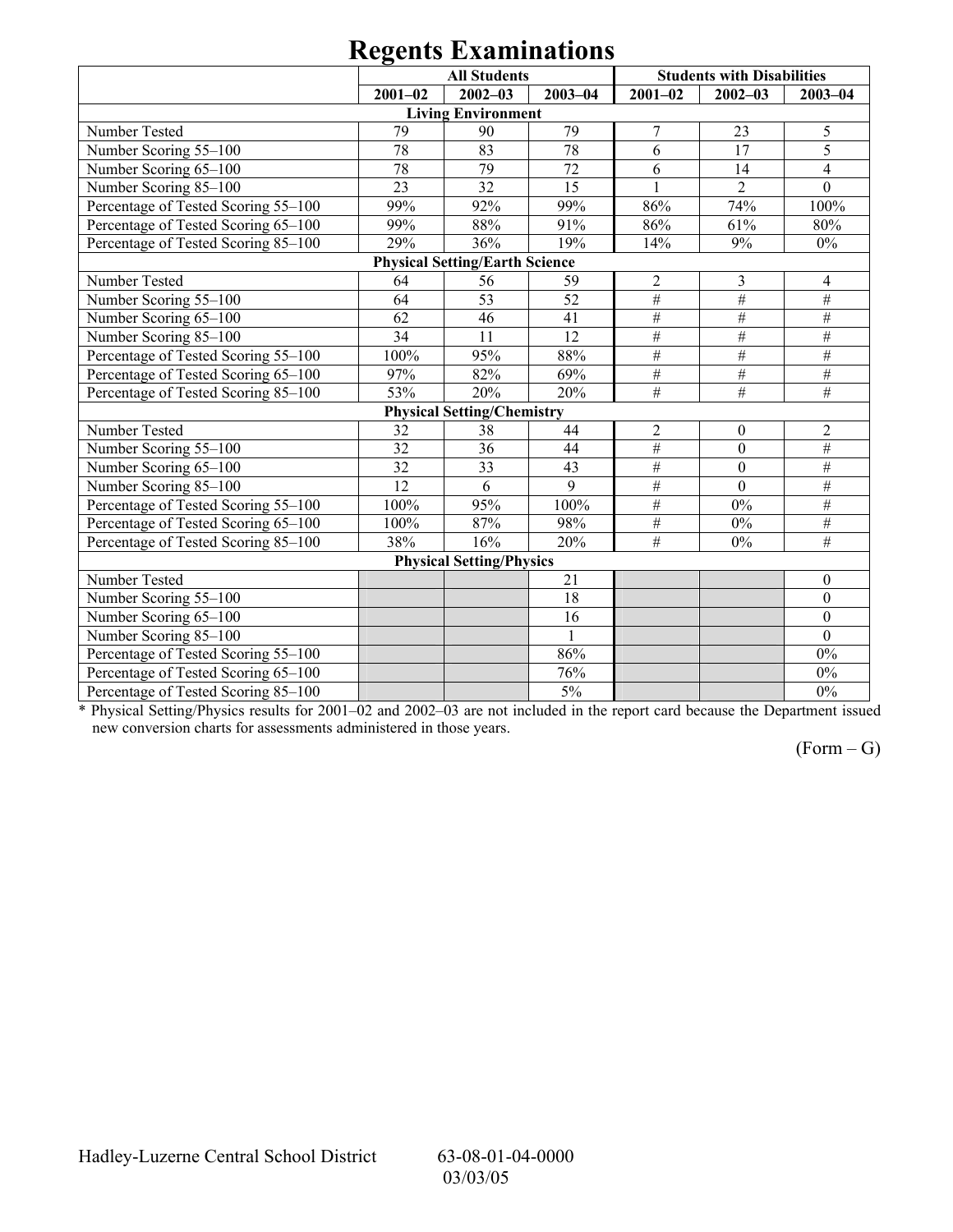# Regents Examinations

| | All Students | | | Students with Disabilities | | |
|---|---|---|---|---|---|---|
| | 2001–02 | 2002–03 | 2003–04 | 2001–02 | 2002–03 | 2003–04 |
| **Living Environment** | | | | | | |
| Number Tested | 79 | 90 | 79 | 7 | 23 | 5 |
| Number Scoring 55–100 | 78 | 83 | 78 | 6 | 17 | 5 |
| Number Scoring 65–100 | 78 | 79 | 72 | 6 | 14 | 4 |
| Number Scoring 85–100 | 23 | 32 | 15 | 1 | 2 | 0 |
| Percentage of Tested Scoring 55–100 | 99% | 92% | 99% | 86% | 74% | 100% |
| Percentage of Tested Scoring 65–100 | 99% | 88% | 91% | 86% | 61% | 80% |
| Percentage of Tested Scoring 85–100 | 29% | 36% | 19% | 14% | 9% | 0% |
| **Physical Setting/Earth Science** | | | | | | |
| Number Tested | 64 | 56 | 59 | 2 | 3 | 4 |
| Number Scoring 55–100 | 64 | 53 | 52 | # | # | # |
| Number Scoring 65–100 | 62 | 46 | 41 | # | # | # |
| Number Scoring 85–100 | 34 | 11 | 12 | # | # | # |
| Percentage of Tested Scoring 55–100 | 100% | 95% | 88% | # | # | # |
| Percentage of Tested Scoring 65–100 | 97% | 82% | 69% | # | # | # |
| Percentage of Tested Scoring 85–100 | 53% | 20% | 20% | # | # | # |
| **Physical Setting/Chemistry** | | | | | | |
| Number Tested | 32 | 38 | 44 | 2 | 0 | 2 |
| Number Scoring 55–100 | 32 | 36 | 44 | # | 0 | # |
| Number Scoring 65–100 | 32 | 33 | 43 | # | 0 | # |
| Number Scoring 85–100 | 12 | 6 | 9 | # | 0 | # |
| Percentage of Tested Scoring 55–100 | 100% | 95% | 100% | # | 0% | # |
| Percentage of Tested Scoring 65–100 | 100% | 87% | 98% | # | 0% | # |
| Percentage of Tested Scoring 85–100 | 38% | 16% | 20% | # | 0% | # |
| **Physical Setting/Physics** | | | | | | |
| Number Tested | | | 21 | | | 0 |
| Number Scoring 55–100 | | | 18 | | | 0 |
| Number Scoring 65–100 | | | 16 | | | 0 |
| Number Scoring 85–100 | | | 1 | | | 0 |
| Percentage of Tested Scoring 55–100 | | | 86% | | | 0% |
| Percentage of Tested Scoring 65–100 | | | 76% | | | 0% |
| Percentage of Tested Scoring 85–100 | | | 5% | | | 0% |

* Physical Setting/Physics results for 2001–02 and 2002–03 are not included in the report card because the Department issued new conversion charts for assessments administered in those years.

(Form – G)

Hadley-Luzerne Central School District 63-08-01-04-0000 03/03/05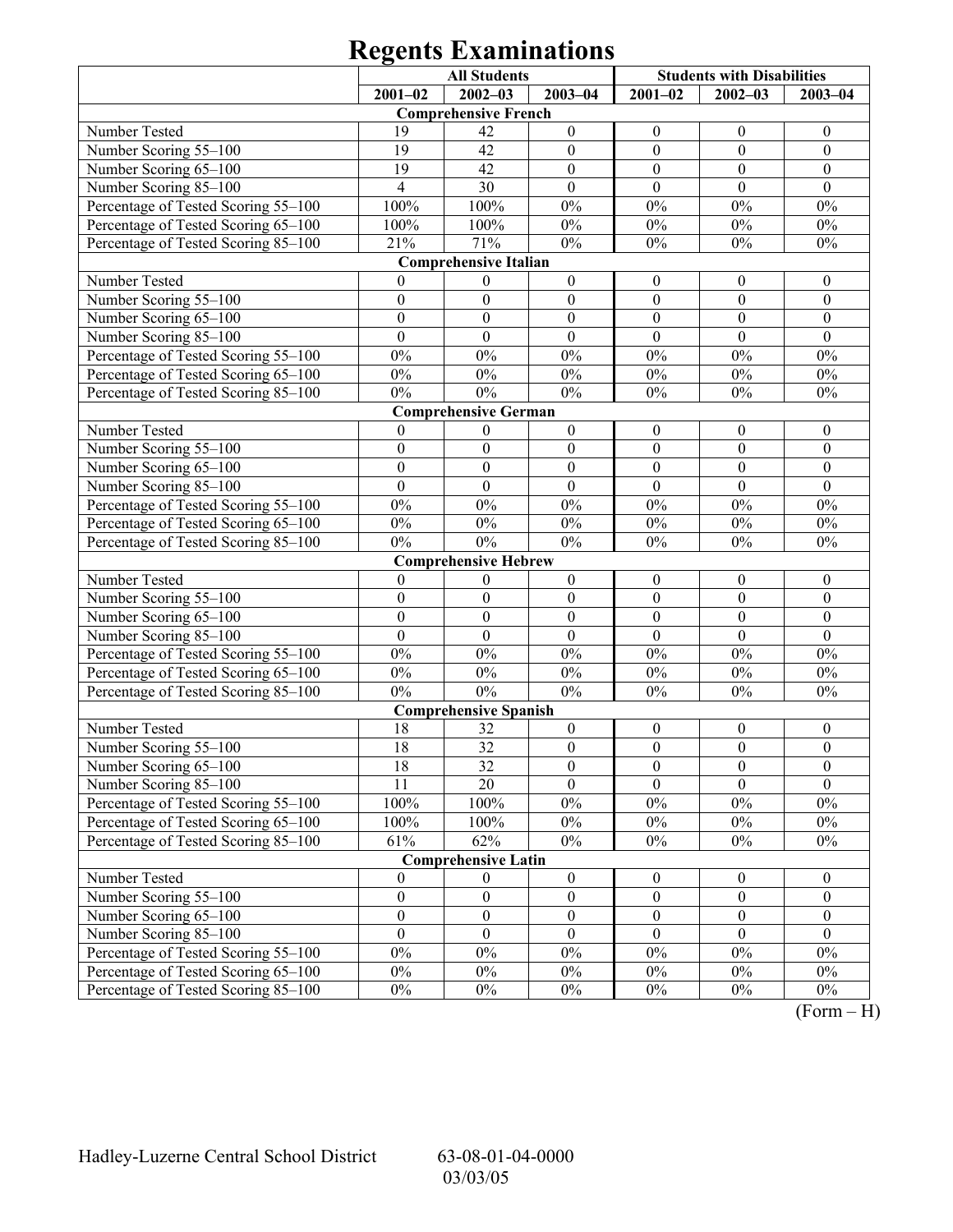# Regents Examinations

| | All Students | | | Students with Disabilities | | |
|---|---|---|---|---|---|---|
| | 2001–02 | 2002–03 | 2003–04 | 2001–02 | 2002–03 | 2003–04 |
| **Comprehensive French** | | | | | | |
| Number Tested | 19 | 42 | 0 | 0 | 0 | 0 |
| Number Scoring 55–100 | 19 | 42 | 0 | 0 | 0 | 0 |
| Number Scoring 65–100 | 19 | 42 | 0 | 0 | 0 | 0 |
| Number Scoring 85–100 | 4 | 30 | 0 | 0 | 0 | 0 |
| Percentage of Tested Scoring 55–100 | 100% | 100% | 0% | 0% | 0% | 0% |
| Percentage of Tested Scoring 65–100 | 100% | 100% | 0% | 0% | 0% | 0% |
| Percentage of Tested Scoring 85–100 | 21% | 71% | 0% | 0% | 0% | 0% |
| **Comprehensive Italian** | | | | | | |
| Number Tested | 0 | 0 | 0 | 0 | 0 | 0 |
| Number Scoring 55–100 | 0 | 0 | 0 | 0 | 0 | 0 |
| Number Scoring 65–100 | 0 | 0 | 0 | 0 | 0 | 0 |
| Number Scoring 85–100 | 0 | 0 | 0 | 0 | 0 | 0 |
| Percentage of Tested Scoring 55–100 | 0% | 0% | 0% | 0% | 0% | 0% |
| Percentage of Tested Scoring 65–100 | 0% | 0% | 0% | 0% | 0% | 0% |
| Percentage of Tested Scoring 85–100 | 0% | 0% | 0% | 0% | 0% | 0% |
| **Comprehensive German** | | | | | | |
| Number Tested | 0 | 0 | 0 | 0 | 0 | 0 |
| Number Scoring 55–100 | 0 | 0 | 0 | 0 | 0 | 0 |
| Number Scoring 65–100 | 0 | 0 | 0 | 0 | 0 | 0 |
| Number Scoring 85–100 | 0 | 0 | 0 | 0 | 0 | 0 |
| Percentage of Tested Scoring 55–100 | 0% | 0% | 0% | 0% | 0% | 0% |
| Percentage of Tested Scoring 65–100 | 0% | 0% | 0% | 0% | 0% | 0% |
| Percentage of Tested Scoring 85–100 | 0% | 0% | 0% | 0% | 0% | 0% |
| **Comprehensive Hebrew** | | | | | | |
| Number Tested | 0 | 0 | 0 | 0 | 0 | 0 |
| Number Scoring 55–100 | 0 | 0 | 0 | 0 | 0 | 0 |
| Number Scoring 65–100 | 0 | 0 | 0 | 0 | 0 | 0 |
| Number Scoring 85–100 | 0 | 0 | 0 | 0 | 0 | 0 |
| Percentage of Tested Scoring 55–100 | 0% | 0% | 0% | 0% | 0% | 0% |
| Percentage of Tested Scoring 65–100 | 0% | 0% | 0% | 0% | 0% | 0% |
| Percentage of Tested Scoring 85–100 | 0% | 0% | 0% | 0% | 0% | 0% |
| **Comprehensive Spanish** | | | | | | |
| Number Tested | 18 | 32 | 0 | 0 | 0 | 0 |
| Number Scoring 55–100 | 18 | 32 | 0 | 0 | 0 | 0 |
| Number Scoring 65–100 | 18 | 32 | 0 | 0 | 0 | 0 |
| Number Scoring 85–100 | 11 | 20 | 0 | 0 | 0 | 0 |
| Percentage of Tested Scoring 55–100 | 100% | 100% | 0% | 0% | 0% | 0% |
| Percentage of Tested Scoring 65–100 | 100% | 100% | 0% | 0% | 0% | 0% |
| Percentage of Tested Scoring 85–100 | 61% | 62% | 0% | 0% | 0% | 0% |
| **Comprehensive Latin** | | | | | | |
| Number Tested | 0 | 0 | 0 | 0 | 0 | 0 |
| Number Scoring 55–100 | 0 | 0 | 0 | 0 | 0 | 0 |
| Number Scoring 65–100 | 0 | 0 | 0 | 0 | 0 | 0 |
| Number Scoring 85–100 | 0 | 0 | 0 | 0 | 0 | 0 |
| Percentage of Tested Scoring 55–100 | 0% | 0% | 0% | 0% | 0% | 0% |
| Percentage of Tested Scoring 65–100 | 0% | 0% | 0% | 0% | 0% | 0% |
| Percentage of Tested Scoring 85–100 | 0% | 0% | 0% | 0% | 0% | 0% |

(Form – H)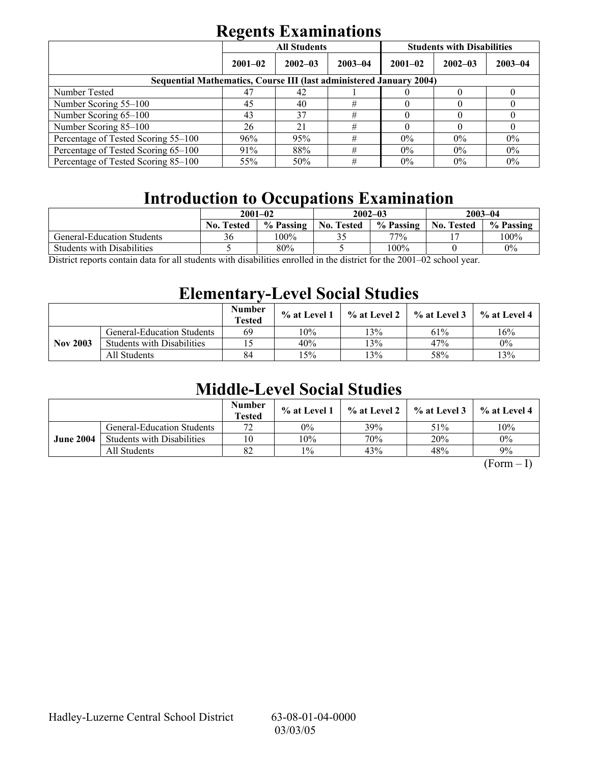# Regents Examinations

| | All Students | | | Students with Disabilities | | |
|---|---|---|---|---|---|---|
| | 2001–02 | 2002–03 | 2003–04 | 2001–02 | 2002–03 | 2003–04 |
| **Sequential Mathematics, Course III (last administered January 2004)** | | | | | | |
| Number Tested | 47 | 42 | 1 | 0 | 0 | 0 |
| Number Scoring 55–100 | 45 | 40 | # | 0 | 0 | 0 |
| Number Scoring 65–100 | 43 | 37 | # | 0 | 0 | 0 |
| Number Scoring 85–100 | 26 | 21 | # | 0 | 0 | 0 |
| Percentage of Tested Scoring 55–100 | 96% | 95% | # | 0% | 0% | 0% |
| Percentage of Tested Scoring 65–100 | 91% | 88% | # | 0% | 0% | 0% |
| Percentage of Tested Scoring 85–100 | 55% | 50% | # | 0% | 0% | 0% |

# Introduction to Occupations Examination

| | 2001–02 | | 2002–03 | | 2003–04 | |
|---|---|---|---|---|---|---|
| | No. Tested | % Passing | No. Tested | % Passing | No. Tested | % Passing |
| General-Education Students | 36 | 100% | 35 | 77% | 17 | 100% |
| Students with Disabilities | 5 | 80% | 5 | 100% | 0 | 0% |

District reports contain data for all students with disabilities enrolled in the district for the 2001–02 school year.

# Elementary-Level Social Studies

| | | Number Tested | % at Level 1 | % at Level 2 | % at Level 3 | % at Level 4 |
|---|---|---|---|---|---|---|
| **Nov 2003** | General-Education Students | 69 | 10% | 13% | 61% | 16% |
| | Students with Disabilities | 15 | 40% | 13% | 47% | 0% |
| | All Students | 84 | 15% | 13% | 58% | 13% |

# Middle-Level Social Studies

| | | Number Tested | % at Level 1 | % at Level 2 | % at Level 3 | % at Level 4 |
|---|---|---|---|---|---|---|
| **June 2004** | General-Education Students | 72 | 0% | 39% | 51% | 10% |
| | Students with Disabilities | 10 | 10% | 70% | 20% | 0% |
| | All Students | 82 | 1% | 43% | 48% | 9% |

(Form – I)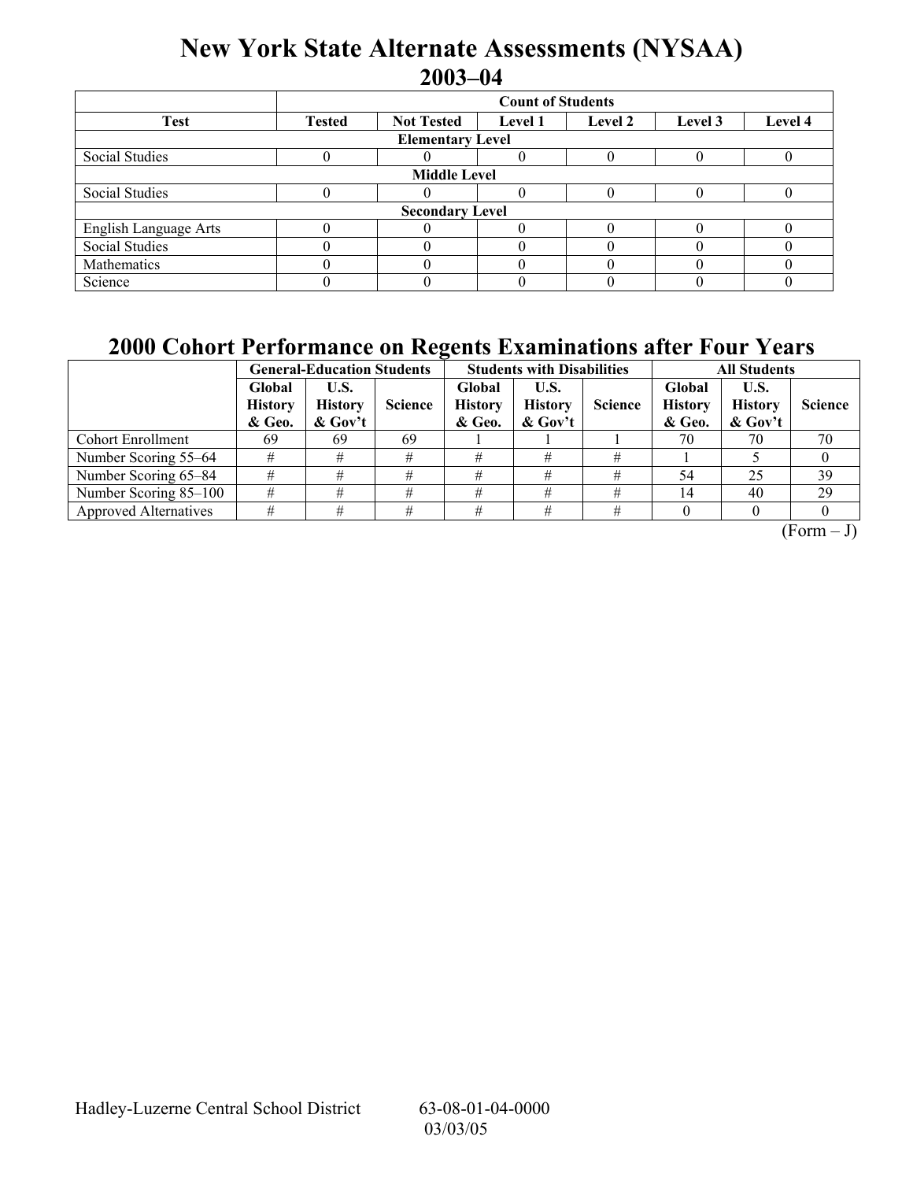# New York State Alternate Assessments (NYSAA)
## 2003–04

| | Count of Students | | | | | |
|---|---|---|---|---|---|---|
| **Test** | **Tested** | **Not Tested** | **Level 1** | **Level 2** | **Level 3** | **Level 4** |
| **Elementary Level** | | | | | | |
| Social Studies | 0 | 0 | 0 | 0 | 0 | 0 |
| **Middle Level** | | | | | | |
| Social Studies | 0 | 0 | 0 | 0 | 0 | 0 |
| **Secondary Level** | | | | | | |
| English Language Arts | 0 | 0 | 0 | 0 | 0 | 0 |
| Social Studies | 0 | 0 | 0 | 0 | 0 | 0 |
| Mathematics | 0 | 0 | 0 | 0 | 0 | 0 |
| Science | 0 | 0 | 0 | 0 | 0 | 0 |

## 2000 Cohort Performance on Regents Examinations after Four Years

| | General-Education Students | | | Students with Disabilities | | | All Students | | |
|---|---|---|---|---|---|---|---|---|---|
| | **Global History & Geo.** | **U.S. History & Gov't** | **Science** | **Global History & Geo.** | **U.S. History & Gov't** | **Science** | **Global History & Geo.** | **U.S. History & Gov't** | **Science** |
| Cohort Enrollment | 69 | 69 | 69 | 1 | 1 | 1 | 70 | 70 | 70 |
| Number Scoring 55–64 | # | # | # | # | # | # | 1 | 5 | 0 |
| Number Scoring 65–84 | # | # | # | # | # | # | 54 | 25 | 39 |
| Number Scoring 85–100 | # | # | # | # | # | # | 14 | 40 | 29 |
| Approved Alternatives | # | # | # | # | # | # | 0 | 0 | 0 |

(Form – J)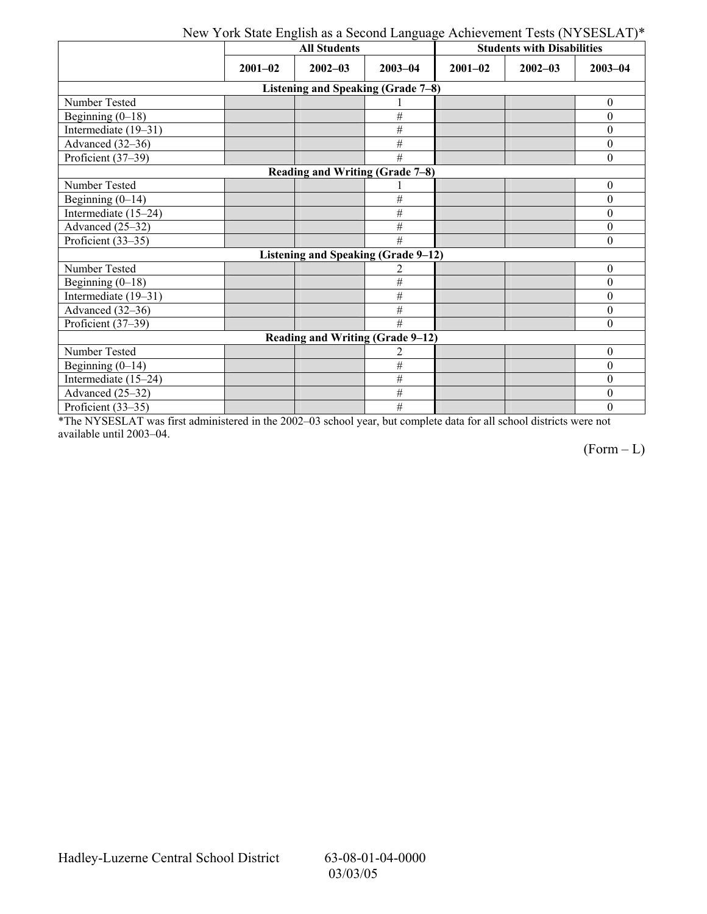New York State English as a Second Language Achievement Tests (NYSESLAT)*

| | All Students | | | Students with Disabilities | | |
|---|---|---|---|---|---|---|
| | 2001–02 | 2002–03 | 2003–04 | 2001–02 | 2002–03 | 2003–04 |
| **Listening and Speaking (Grade 7–8)** | | | | | | |
| Number Tested | | | 1 | | | 0 |
| Beginning (0–18) | | | # | | | 0 |
| Intermediate (19–31) | | | # | | | 0 |
| Advanced (32–36) | | | # | | | 0 |
| Proficient (37–39) | | | # | | | 0 |
| **Reading and Writing (Grade 7–8)** | | | | | | |
| Number Tested | | | 1 | | | 0 |
| Beginning (0–14) | | | # | | | 0 |
| Intermediate (15–24) | | | # | | | 0 |
| Advanced (25–32) | | | # | | | 0 |
| Proficient (33–35) | | | # | | | 0 |
| **Listening and Speaking (Grade 9–12)** | | | | | | |
| Number Tested | | | 2 | | | 0 |
| Beginning (0–18) | | | # | | | 0 |
| Intermediate (19–31) | | | # | | | 0 |
| Advanced (32–36) | | | # | | | 0 |
| Proficient (37–39) | | | # | | | 0 |
| **Reading and Writing (Grade 9–12)** | | | | | | |
| Number Tested | | | 2 | | | 0 |
| Beginning (0–14) | | | # | | | 0 |
| Intermediate (15–24) | | | # | | | 0 |
| Advanced (25–32) | | | # | | | 0 |
| Proficient (33–35) | | | # | | | 0 |

*The NYSESLAT was first administered in the 2002–03 school year, but complete data for all school districts were not available until 2003–04.

(Form – L)

Hadley-Luzerne Central School District 63-08-01-04-0000
03/03/05